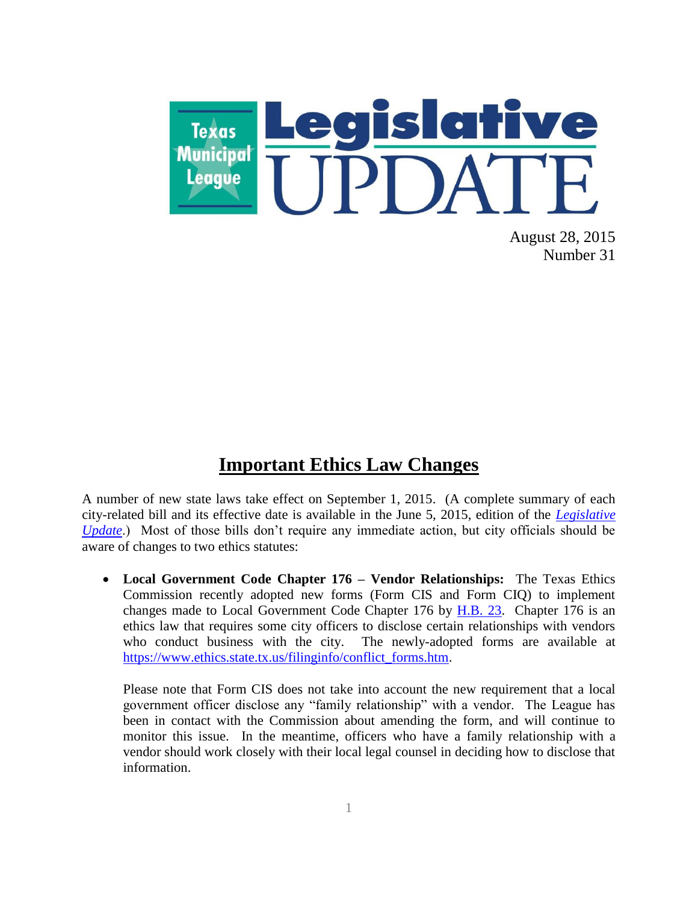# Texas Municipal League Legislative UPDATE

August 28, 2015
Number 31

## Important Ethics Law Changes

A number of new state laws take effect on September 1, 2015. (A complete summary of each city-related bill and its effective date is available in the June 5, 2015, edition of the *Legislative Update*.) Most of those bills don't require any immediate action, but city officials should be aware of changes to two ethics statutes:

- **Local Government Code Chapter 176 – Vendor Relationships:** The Texas Ethics Commission recently adopted new forms (Form CIS and Form CIQ) to implement changes made to Local Government Code Chapter 176 by H.B. 23. Chapter 176 is an ethics law that requires some city officers to disclose certain relationships with vendors who conduct business with the city. The newly-adopted forms are available at https://www.ethics.state.tx.us/filinginfo/conflict_forms.htm.

  Please note that Form CIS does not take into account the new requirement that a local government officer disclose any "family relationship" with a vendor. The League has been in contact with the Commission about amending the form, and will continue to monitor this issue. In the meantime, officers who have a family relationship with a vendor should work closely with their local legal counsel in deciding how to disclose that information.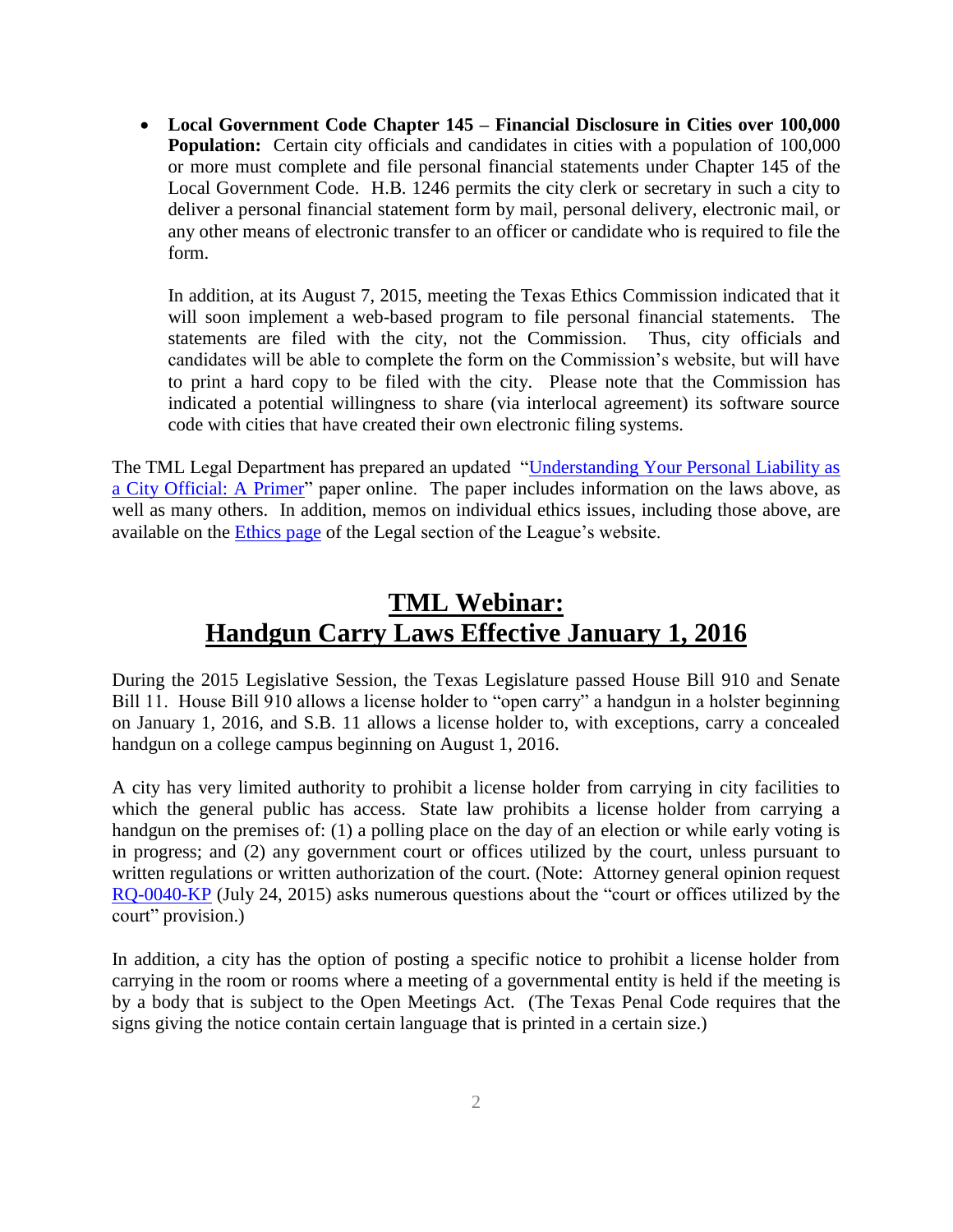- **Local Government Code Chapter 145 – Financial Disclosure in Cities over 100,000 Population:** Certain city officials and candidates in cities with a population of 100,000 or more must complete and file personal financial statements under Chapter 145 of the Local Government Code. H.B. 1246 permits the city clerk or secretary in such a city to deliver a personal financial statement form by mail, personal delivery, electronic mail, or any other means of electronic transfer to an officer or candidate who is required to file the form.

  In addition, at its August 7, 2015, meeting the Texas Ethics Commission indicated that it will soon implement a web-based program to file personal financial statements. The statements are filed with the city, not the Commission. Thus, city officials and candidates will be able to complete the form on the Commission's website, but will have to print a hard copy to be filed with the city. Please note that the Commission has indicated a potential willingness to share (via interlocal agreement) its software source code with cities that have created their own electronic filing systems.

The TML Legal Department has prepared an updated "Understanding Your Personal Liability as a City Official: A Primer" paper online. The paper includes information on the laws above, as well as many others. In addition, memos on individual ethics issues, including those above, are available on the Ethics page of the Legal section of the League's website.

## TML Webinar: Handgun Carry Laws Effective January 1, 2016

During the 2015 Legislative Session, the Texas Legislature passed House Bill 910 and Senate Bill 11. House Bill 910 allows a license holder to "open carry" a handgun in a holster beginning on January 1, 2016, and S.B. 11 allows a license holder to, with exceptions, carry a concealed handgun on a college campus beginning on August 1, 2016.

A city has very limited authority to prohibit a license holder from carrying in city facilities to which the general public has access. State law prohibits a license holder from carrying a handgun on the premises of: (1) a polling place on the day of an election or while early voting is in progress; and (2) any government court or offices utilized by the court, unless pursuant to written regulations or written authorization of the court. (Note: Attorney general opinion request RQ-0040-KP (July 24, 2015) asks numerous questions about the "court or offices utilized by the court" provision.)

In addition, a city has the option of posting a specific notice to prohibit a license holder from carrying in the room or rooms where a meeting of a governmental entity is held if the meeting is by a body that is subject to the Open Meetings Act. (The Texas Penal Code requires that the signs giving the notice contain certain language that is printed in a certain size.)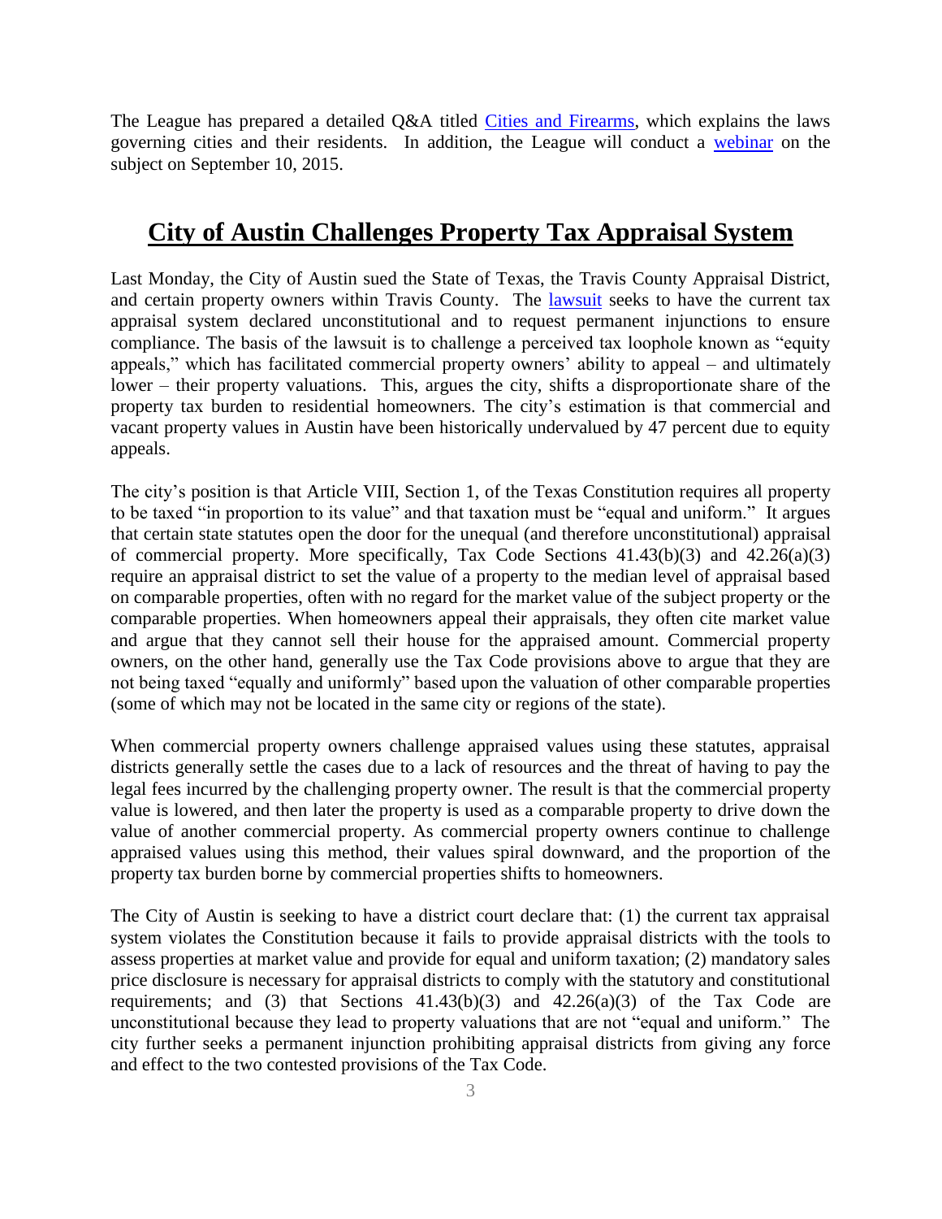The League has prepared a detailed Q&A titled [Cities and Firearms](), which explains the laws governing cities and their residents. In addition, the League will conduct a [webinar]() on the subject on September 10, 2015.

## City of Austin Challenges Property Tax Appraisal System

Last Monday, the City of Austin sued the State of Texas, the Travis County Appraisal District, and certain property owners within Travis County. The [lawsuit]() seeks to have the current tax appraisal system declared unconstitutional and to request permanent injunctions to ensure compliance. The basis of the lawsuit is to challenge a perceived tax loophole known as "equity appeals," which has facilitated commercial property owners' ability to appeal – and ultimately lower – their property valuations. This, argues the city, shifts a disproportionate share of the property tax burden to residential homeowners. The city's estimation is that commercial and vacant property values in Austin have been historically undervalued by 47 percent due to equity appeals.

The city's position is that Article VIII, Section 1, of the Texas Constitution requires all property to be taxed "in proportion to its value" and that taxation must be "equal and uniform." It argues that certain state statutes open the door for the unequal (and therefore unconstitutional) appraisal of commercial property. More specifically, Tax Code Sections 41.43(b)(3) and 42.26(a)(3) require an appraisal district to set the value of a property to the median level of appraisal based on comparable properties, often with no regard for the market value of the subject property or the comparable properties. When homeowners appeal their appraisals, they often cite market value and argue that they cannot sell their house for the appraised amount. Commercial property owners, on the other hand, generally use the Tax Code provisions above to argue that they are not being taxed "equally and uniformly" based upon the valuation of other comparable properties (some of which may not be located in the same city or regions of the state).

When commercial property owners challenge appraised values using these statutes, appraisal districts generally settle the cases due to a lack of resources and the threat of having to pay the legal fees incurred by the challenging property owner. The result is that the commercial property value is lowered, and then later the property is used as a comparable property to drive down the value of another commercial property. As commercial property owners continue to challenge appraised values using this method, their values spiral downward, and the proportion of the property tax burden borne by commercial properties shifts to homeowners.

The City of Austin is seeking to have a district court declare that: (1) the current tax appraisal system violates the Constitution because it fails to provide appraisal districts with the tools to assess properties at market value and provide for equal and uniform taxation; (2) mandatory sales price disclosure is necessary for appraisal districts to comply with the statutory and constitutional requirements; and (3) that Sections 41.43(b)(3) and 42.26(a)(3) of the Tax Code are unconstitutional because they lead to property valuations that are not "equal and uniform." The city further seeks a permanent injunction prohibiting appraisal districts from giving any force and effect to the two contested provisions of the Tax Code.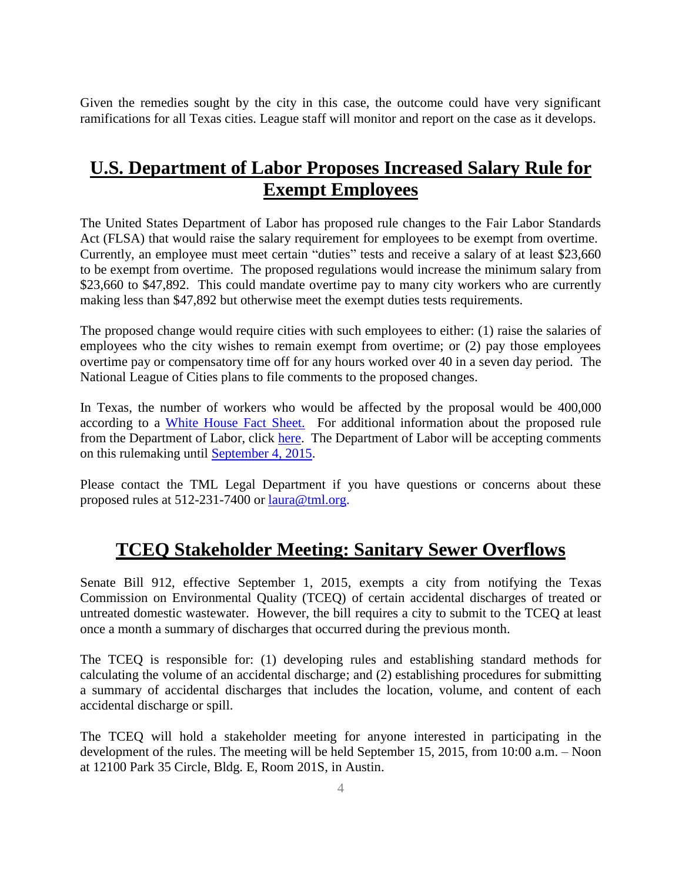Given the remedies sought by the city in this case, the outcome could have very significant ramifications for all Texas cities. League staff will monitor and report on the case as it develops.

## U.S. Department of Labor Proposes Increased Salary Rule for Exempt Employees

The United States Department of Labor has proposed rule changes to the Fair Labor Standards Act (FLSA) that would raise the salary requirement for employees to be exempt from overtime. Currently, an employee must meet certain "duties" tests and receive a salary of at least $23,660 to be exempt from overtime. The proposed regulations would increase the minimum salary from $23,660 to $47,892. This could mandate overtime pay to many city workers who are currently making less than $47,892 but otherwise meet the exempt duties tests requirements.

The proposed change would require cities with such employees to either: (1) raise the salaries of employees who the city wishes to remain exempt from overtime; or (2) pay those employees overtime pay or compensatory time off for any hours worked over 40 in a seven day period. The National League of Cities plans to file comments to the proposed changes.

In Texas, the number of workers who would be affected by the proposal would be 400,000 according to a White House Fact Sheet. For additional information about the proposed rule from the Department of Labor, click here. The Department of Labor will be accepting comments on this rulemaking until September 4, 2015.

Please contact the TML Legal Department if you have questions or concerns about these proposed rules at 512-231-7400 or laura@tml.org.

## TCEQ Stakeholder Meeting: Sanitary Sewer Overflows

Senate Bill 912, effective September 1, 2015, exempts a city from notifying the Texas Commission on Environmental Quality (TCEQ) of certain accidental discharges of treated or untreated domestic wastewater. However, the bill requires a city to submit to the TCEQ at least once a month a summary of discharges that occurred during the previous month.

The TCEQ is responsible for: (1) developing rules and establishing standard methods for calculating the volume of an accidental discharge; and (2) establishing procedures for submitting a summary of accidental discharges that includes the location, volume, and content of each accidental discharge or spill.

The TCEQ will hold a stakeholder meeting for anyone interested in participating in the development of the rules. The meeting will be held September 15, 2015, from 10:00 a.m. – Noon at 12100 Park 35 Circle, Bldg. E, Room 201S, in Austin.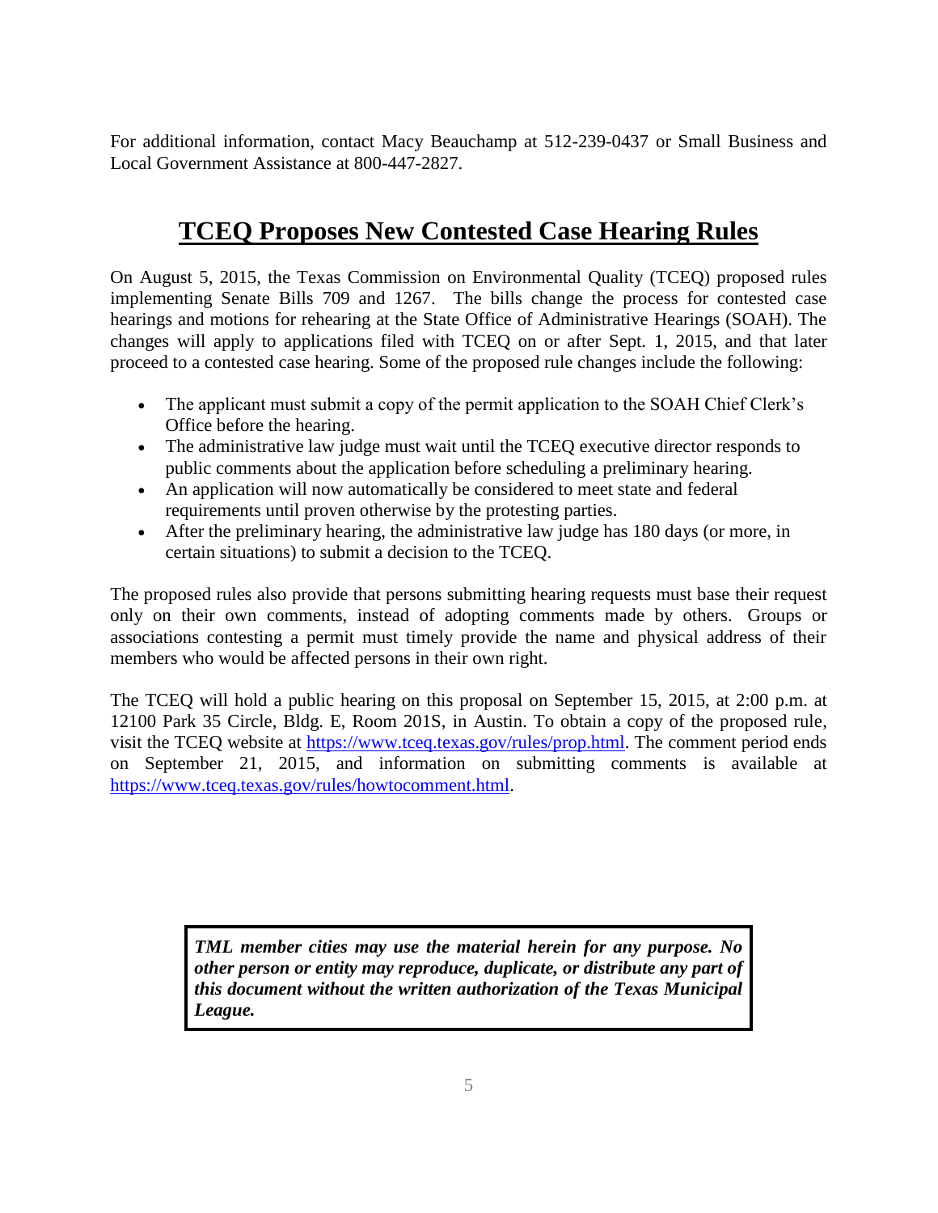For additional information, contact Macy Beauchamp at 512-239-0437 or Small Business and Local Government Assistance at 800-447-2827.

## TCEQ Proposes New Contested Case Hearing Rules

On August 5, 2015, the Texas Commission on Environmental Quality (TCEQ) proposed rules implementing Senate Bills 709 and 1267. The bills change the process for contested case hearings and motions for rehearing at the State Office of Administrative Hearings (SOAH). The changes will apply to applications filed with TCEQ on or after Sept. 1, 2015, and that later proceed to a contested case hearing. Some of the proposed rule changes include the following:

- The applicant must submit a copy of the permit application to the SOAH Chief Clerk's Office before the hearing.
- The administrative law judge must wait until the TCEQ executive director responds to public comments about the application before scheduling a preliminary hearing.
- An application will now automatically be considered to meet state and federal requirements until proven otherwise by the protesting parties.
- After the preliminary hearing, the administrative law judge has 180 days (or more, in certain situations) to submit a decision to the TCEQ.

The proposed rules also provide that persons submitting hearing requests must base their request only on their own comments, instead of adopting comments made by others. Groups or associations contesting a permit must timely provide the name and physical address of their members who would be affected persons in their own right.

The TCEQ will hold a public hearing on this proposal on September 15, 2015, at 2:00 p.m. at 12100 Park 35 Circle, Bldg. E, Room 201S, in Austin. To obtain a copy of the proposed rule, visit the TCEQ website at https://www.tceq.texas.gov/rules/prop.html. The comment period ends on September 21, 2015, and information on submitting comments is available at https://www.tceq.texas.gov/rules/howtocomment.html.

***TML member cities may use the material herein for any purpose. No other person or entity may reproduce, duplicate, or distribute any part of this document without the written authorization of the Texas Municipal League.***